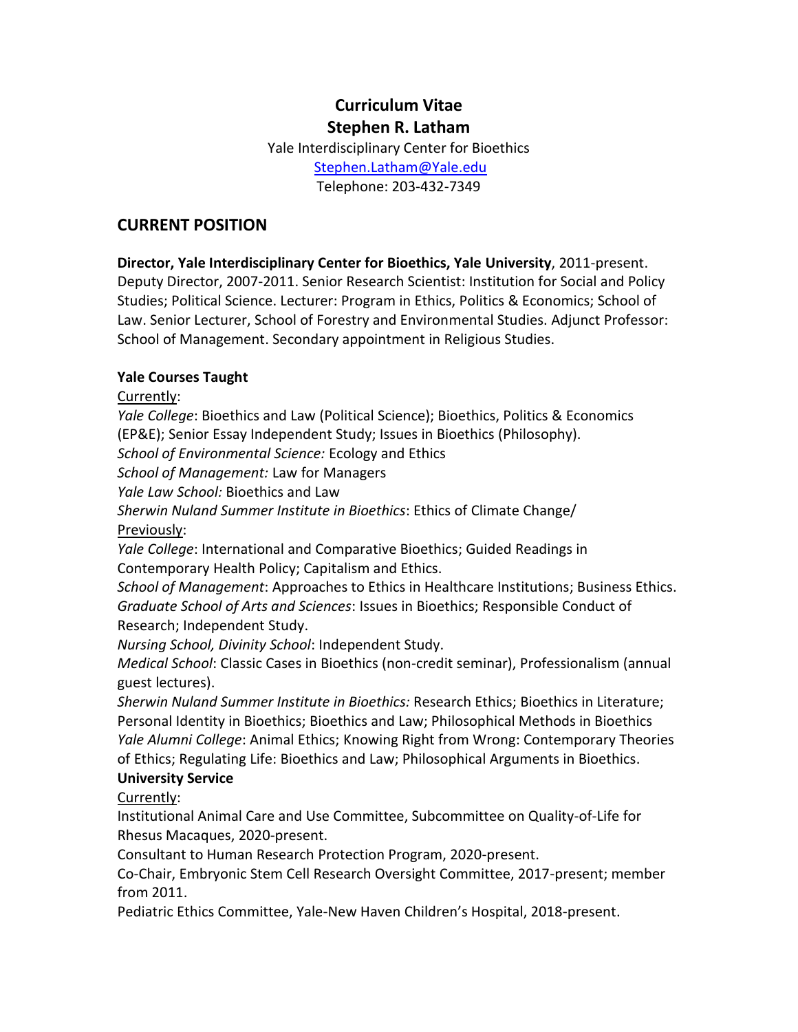# Curriculum Vitae
# Stephen R. Latham

Yale Interdisciplinary Center for Bioethics
[Stephen.Latham@Yale.edu](mailto:Stephen.Latham@Yale.edu)
Telephone: 203-432-7349

## CURRENT POSITION

**Director, Yale Interdisciplinary Center for Bioethics, Yale University**, 2011-present. Deputy Director, 2007-2011. Senior Research Scientist: Institution for Social and Policy Studies; Political Science. Lecturer: Program in Ethics, Politics & Economics; School of Law. Senior Lecturer, School of Forestry and Environmental Studies. Adjunct Professor: School of Management. Secondary appointment in Religious Studies.

### Yale Courses Taught

Currently:

*Yale College*: Bioethics and Law (Political Science); Bioethics, Politics & Economics (EP&E); Senior Essay Independent Study; Issues in Bioethics (Philosophy).
*School of Environmental Science:* Ecology and Ethics
*School of Management:* Law for Managers
*Yale Law School:* Bioethics and Law
*Sherwin Nuland Summer Institute in Bioethics*: Ethics of Climate Change/

Previously:

*Yale College*: International and Comparative Bioethics; Guided Readings in Contemporary Health Policy; Capitalism and Ethics.
*School of Management*: Approaches to Ethics in Healthcare Institutions; Business Ethics.
*Graduate School of Arts and Sciences*: Issues in Bioethics; Responsible Conduct of Research; Independent Study.
*Nursing School, Divinity School*: Independent Study.
*Medical School*: Classic Cases in Bioethics (non-credit seminar), Professionalism (annual guest lectures).
*Sherwin Nuland Summer Institute in Bioethics:* Research Ethics; Bioethics in Literature; Personal Identity in Bioethics; Bioethics and Law; Philosophical Methods in Bioethics
*Yale Alumni College*: Animal Ethics; Knowing Right from Wrong: Contemporary Theories of Ethics; Regulating Life: Bioethics and Law; Philosophical Arguments in Bioethics.

### University Service

Currently:

Institutional Animal Care and Use Committee, Subcommittee on Quality-of-Life for Rhesus Macaques, 2020-present.
Consultant to Human Research Protection Program, 2020-present.
Co-Chair, Embryonic Stem Cell Research Oversight Committee, 2017-present; member from 2011.
Pediatric Ethics Committee, Yale-New Haven Children's Hospital, 2018-present.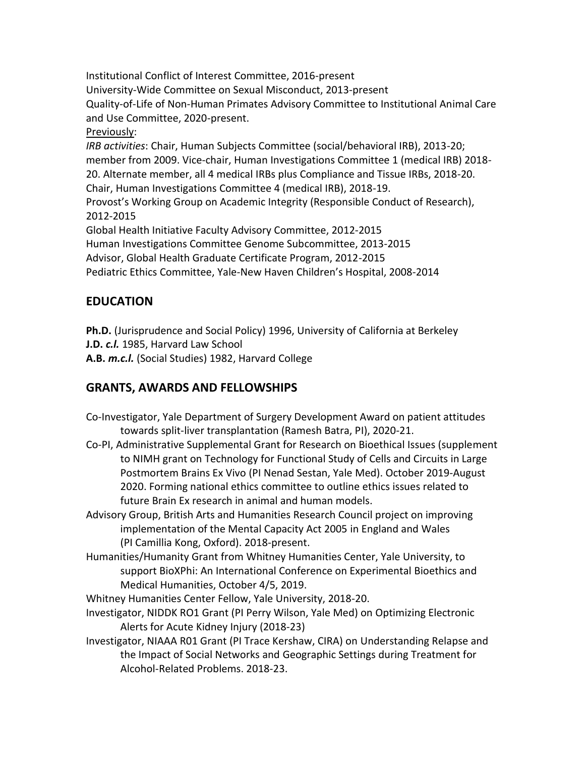Institutional Conflict of Interest Committee, 2016-present
University-Wide Committee on Sexual Misconduct, 2013-present
Quality-of-Life of Non-Human Primates Advisory Committee to Institutional Animal Care and Use Committee, 2020-present.

Previously:

*IRB activities*: Chair, Human Subjects Committee (social/behavioral IRB), 2013-20; member from 2009. Vice-chair, Human Investigations Committee 1 (medical IRB) 2018-20. Alternate member, all 4 medical IRBs plus Compliance and Tissue IRBs, 2018-20. Chair, Human Investigations Committee 4 (medical IRB), 2018-19.
Provost's Working Group on Academic Integrity (Responsible Conduct of Research), 2012-2015
Global Health Initiative Faculty Advisory Committee, 2012-2015
Human Investigations Committee Genome Subcommittee, 2013-2015
Advisor, Global Health Graduate Certificate Program, 2012-2015
Pediatric Ethics Committee, Yale-New Haven Children's Hospital, 2008-2014

## EDUCATION

**Ph.D.** (Jurisprudence and Social Policy) 1996, University of California at Berkeley
**J.D.** ***c.l.*** 1985, Harvard Law School
**A.B.** ***m.c.l.*** (Social Studies) 1982, Harvard College

## GRANTS, AWARDS AND FELLOWSHIPS

Co-Investigator, Yale Department of Surgery Development Award on patient attitudes towards split-liver transplantation (Ramesh Batra, PI), 2020-21.

Co-PI, Administrative Supplemental Grant for Research on Bioethical Issues (supplement to NIMH grant on Technology for Functional Study of Cells and Circuits in Large Postmortem Brains Ex Vivo (PI Nenad Sestan, Yale Med). October 2019-August 2020. Forming national ethics committee to outline ethics issues related to future Brain Ex research in animal and human models.

Advisory Group, British Arts and Humanities Research Council project on improving implementation of the Mental Capacity Act 2005 in England and Wales (PI Camillia Kong, Oxford). 2018-present.

Humanities/Humanity Grant from Whitney Humanities Center, Yale University, to support BioXPhi: An International Conference on Experimental Bioethics and Medical Humanities, October 4/5, 2019.

Whitney Humanities Center Fellow, Yale University, 2018-20.

Investigator, NIDDK RO1 Grant (PI Perry Wilson, Yale Med) on Optimizing Electronic Alerts for Acute Kidney Injury (2018-23)

Investigator, NIAAA R01 Grant (PI Trace Kershaw, CIRA) on Understanding Relapse and the Impact of Social Networks and Geographic Settings during Treatment for Alcohol-Related Problems. 2018-23.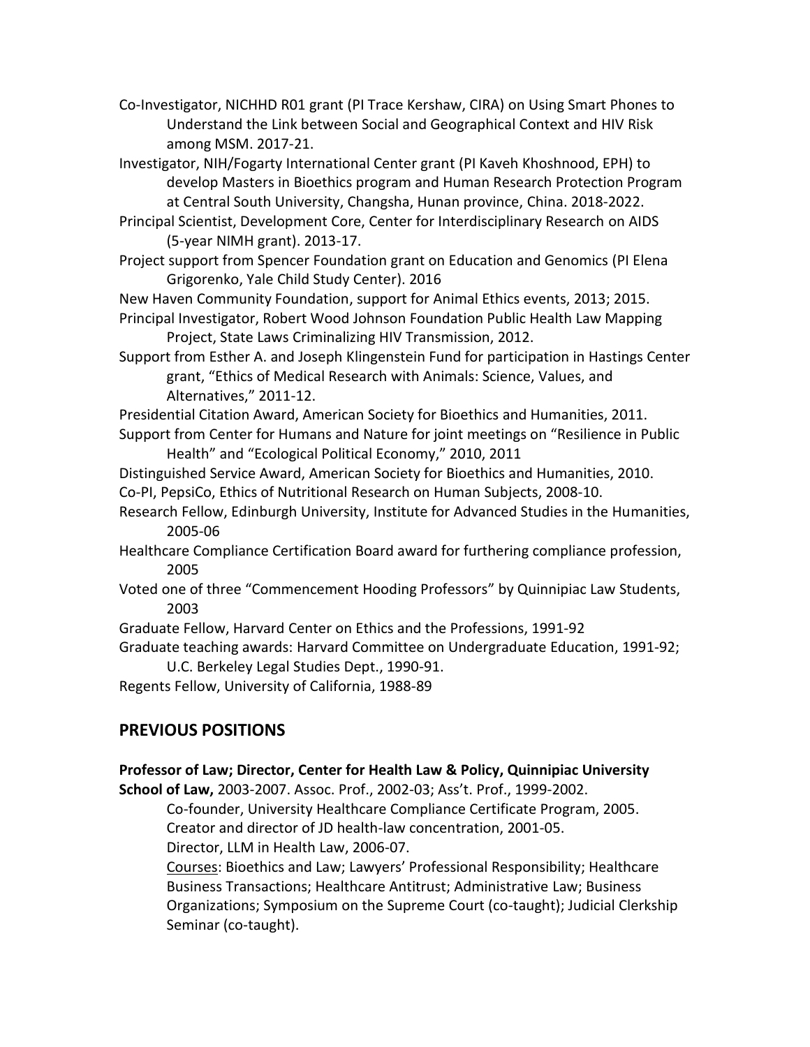Co-Investigator, NICHHD R01 grant (PI Trace Kershaw, CIRA) on Using Smart Phones to Understand the Link between Social and Geographical Context and HIV Risk among MSM. 2017-21.

Investigator, NIH/Fogarty International Center grant (PI Kaveh Khoshnood, EPH) to develop Masters in Bioethics program and Human Research Protection Program at Central South University, Changsha, Hunan province, China. 2018-2022.

Principal Scientist, Development Core, Center for Interdisciplinary Research on AIDS (5-year NIMH grant). 2013-17.

Project support from Spencer Foundation grant on Education and Genomics (PI Elena Grigorenko, Yale Child Study Center). 2016

New Haven Community Foundation, support for Animal Ethics events, 2013; 2015.

Principal Investigator, Robert Wood Johnson Foundation Public Health Law Mapping Project, State Laws Criminalizing HIV Transmission, 2012.

Support from Esther A. and Joseph Klingenstein Fund for participation in Hastings Center grant, "Ethics of Medical Research with Animals: Science, Values, and Alternatives," 2011-12.

Presidential Citation Award, American Society for Bioethics and Humanities, 2011.

Support from Center for Humans and Nature for joint meetings on "Resilience in Public Health" and "Ecological Political Economy," 2010, 2011

Distinguished Service Award, American Society for Bioethics and Humanities, 2010.

Co-PI, PepsiCo, Ethics of Nutritional Research on Human Subjects, 2008-10.

Research Fellow, Edinburgh University, Institute for Advanced Studies in the Humanities, 2005-06

Healthcare Compliance Certification Board award for furthering compliance profession, 2005

Voted one of three "Commencement Hooding Professors" by Quinnipiac Law Students, 2003

Graduate Fellow, Harvard Center on Ethics and the Professions, 1991-92

Graduate teaching awards: Harvard Committee on Undergraduate Education, 1991-92; U.C. Berkeley Legal Studies Dept., 1990-91.

Regents Fellow, University of California, 1988-89

## PREVIOUS POSITIONS

**Professor of Law; Director, Center for Health Law & Policy, Quinnipiac University School of Law,** 2003-2007. Assoc. Prof., 2002-03; Ass't. Prof., 1999-2002.

Co-founder, University Healthcare Compliance Certificate Program, 2005.
Creator and director of JD health-law concentration, 2001-05.
Director, LLM in Health Law, 2006-07.
Courses: Bioethics and Law; Lawyers' Professional Responsibility; Healthcare Business Transactions; Healthcare Antitrust; Administrative Law; Business Organizations; Symposium on the Supreme Court (co-taught); Judicial Clerkship Seminar (co-taught).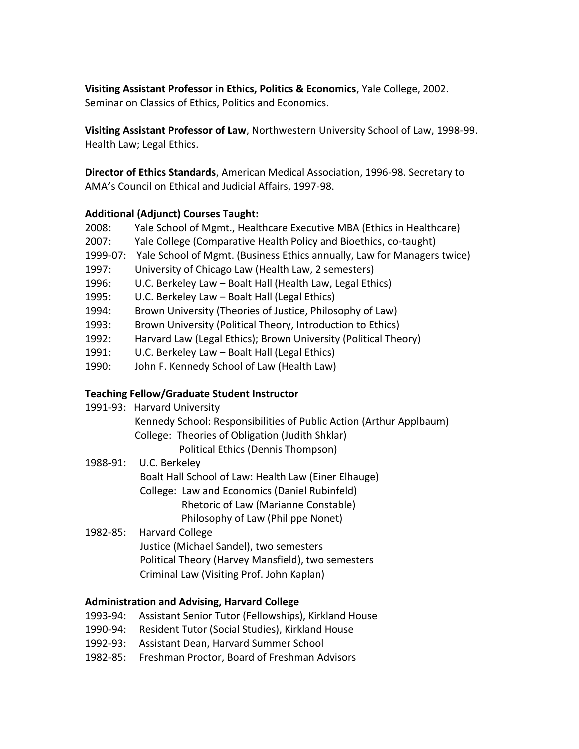**Visiting Assistant Professor in Ethics, Politics & Economics**, Yale College, 2002. Seminar on Classics of Ethics, Politics and Economics.

**Visiting Assistant Professor of Law**, Northwestern University School of Law, 1998-99. Health Law; Legal Ethics.

**Director of Ethics Standards**, American Medical Association, 1996-98. Secretary to AMA's Council on Ethical and Judicial Affairs, 1997-98.

**Additional (Adjunct) Courses Taught:**

- 2008: Yale School of Mgmt., Healthcare Executive MBA (Ethics in Healthcare)
- 2007: Yale College (Comparative Health Policy and Bioethics, co-taught)
- 1999-07: Yale School of Mgmt. (Business Ethics annually, Law for Managers twice)
- 1997: University of Chicago Law (Health Law, 2 semesters)
- 1996: U.C. Berkeley Law – Boalt Hall (Health Law, Legal Ethics)
- 1995: U.C. Berkeley Law – Boalt Hall (Legal Ethics)
- 1994: Brown University (Theories of Justice, Philosophy of Law)
- 1993: Brown University (Political Theory, Introduction to Ethics)
- 1992: Harvard Law (Legal Ethics); Brown University (Political Theory)
- 1991: U.C. Berkeley Law – Boalt Hall (Legal Ethics)
- 1990: John F. Kennedy School of Law (Health Law)

**Teaching Fellow/Graduate Student Instructor**

- 1991-93: Harvard University
  - Kennedy School: Responsibilities of Public Action (Arthur Applbaum)
  - College: Theories of Obligation (Judith Shklar)
    - Political Ethics (Dennis Thompson)
- 1988-91: U.C. Berkeley
  - Boalt Hall School of Law: Health Law (Einer Elhauge)
  - College: Law and Economics (Daniel Rubinfeld)
    - Rhetoric of Law (Marianne Constable)
    - Philosophy of Law (Philippe Nonet)
- 1982-85: Harvard College
  - Justice (Michael Sandel), two semesters
  - Political Theory (Harvey Mansfield), two semesters
  - Criminal Law (Visiting Prof. John Kaplan)

**Administration and Advising, Harvard College**

- 1993-94: Assistant Senior Tutor (Fellowships), Kirkland House
- 1990-94: Resident Tutor (Social Studies), Kirkland House
- 1992-93: Assistant Dean, Harvard Summer School
- 1982-85: Freshman Proctor, Board of Freshman Advisors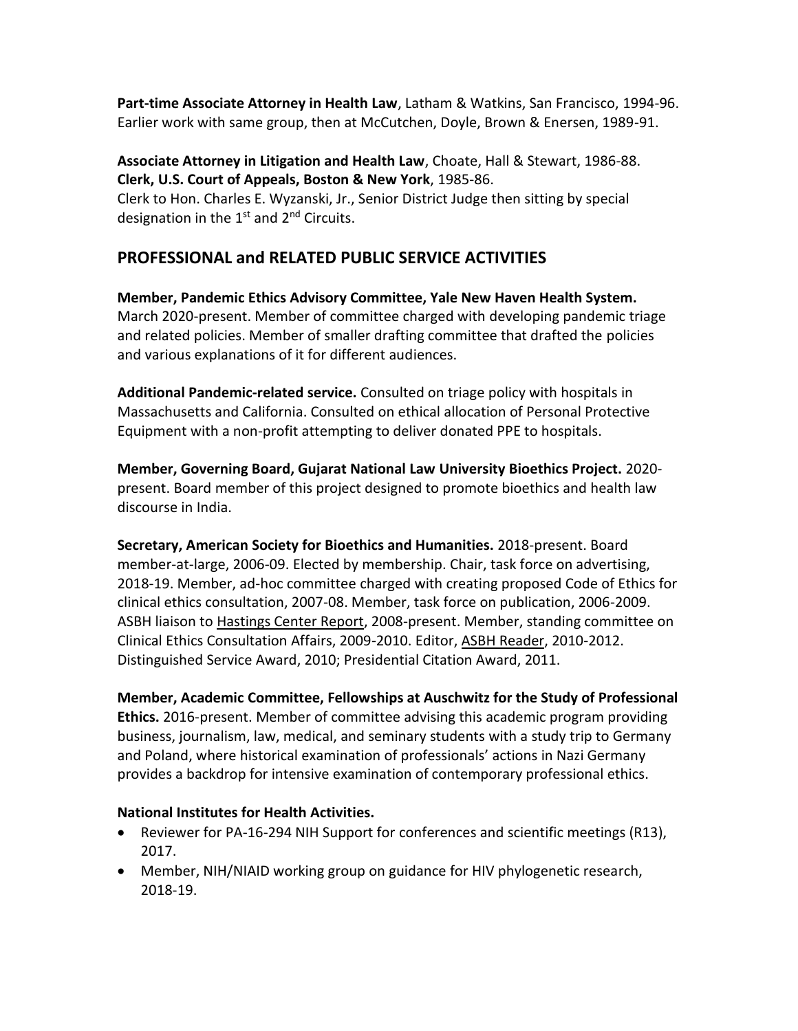**Part-time Associate Attorney in Health Law**, Latham & Watkins, San Francisco, 1994-96. Earlier work with same group, then at McCutchen, Doyle, Brown & Enersen, 1989-91.

**Associate Attorney in Litigation and Health Law**, Choate, Hall & Stewart, 1986-88.
**Clerk, U.S. Court of Appeals, Boston & New York**, 1985-86.
Clerk to Hon. Charles E. Wyzanski, Jr., Senior District Judge then sitting by special designation in the 1st and 2nd Circuits.

## PROFESSIONAL and RELATED PUBLIC SERVICE ACTIVITIES

**Member, Pandemic Ethics Advisory Committee, Yale New Haven Health System.** March 2020-present. Member of committee charged with developing pandemic triage and related policies. Member of smaller drafting committee that drafted the policies and various explanations of it for different audiences.

**Additional Pandemic-related service.** Consulted on triage policy with hospitals in Massachusetts and California. Consulted on ethical allocation of Personal Protective Equipment with a non-profit attempting to deliver donated PPE to hospitals.

**Member, Governing Board, Gujarat National Law University Bioethics Project.** 2020-present. Board member of this project designed to promote bioethics and health law discourse in India.

**Secretary, American Society for Bioethics and Humanities.** 2018-present. Board member-at-large, 2006-09. Elected by membership. Chair, task force on advertising, 2018-19. Member, ad-hoc committee charged with creating proposed Code of Ethics for clinical ethics consultation, 2007-08. Member, task force on publication, 2006-2009. ASBH liaison to Hastings Center Report, 2008-present. Member, standing committee on Clinical Ethics Consultation Affairs, 2009-2010. Editor, ASBH Reader, 2010-2012. Distinguished Service Award, 2010; Presidential Citation Award, 2011.

**Member, Academic Committee, Fellowships at Auschwitz for the Study of Professional Ethics.** 2016-present. Member of committee advising this academic program providing business, journalism, law, medical, and seminary students with a study trip to Germany and Poland, where historical examination of professionals' actions in Nazi Germany provides a backdrop for intensive examination of contemporary professional ethics.

**National Institutes for Health Activities.**

- Reviewer for PA-16-294 NIH Support for conferences and scientific meetings (R13), 2017.
- Member, NIH/NIAID working group on guidance for HIV phylogenetic research, 2018-19.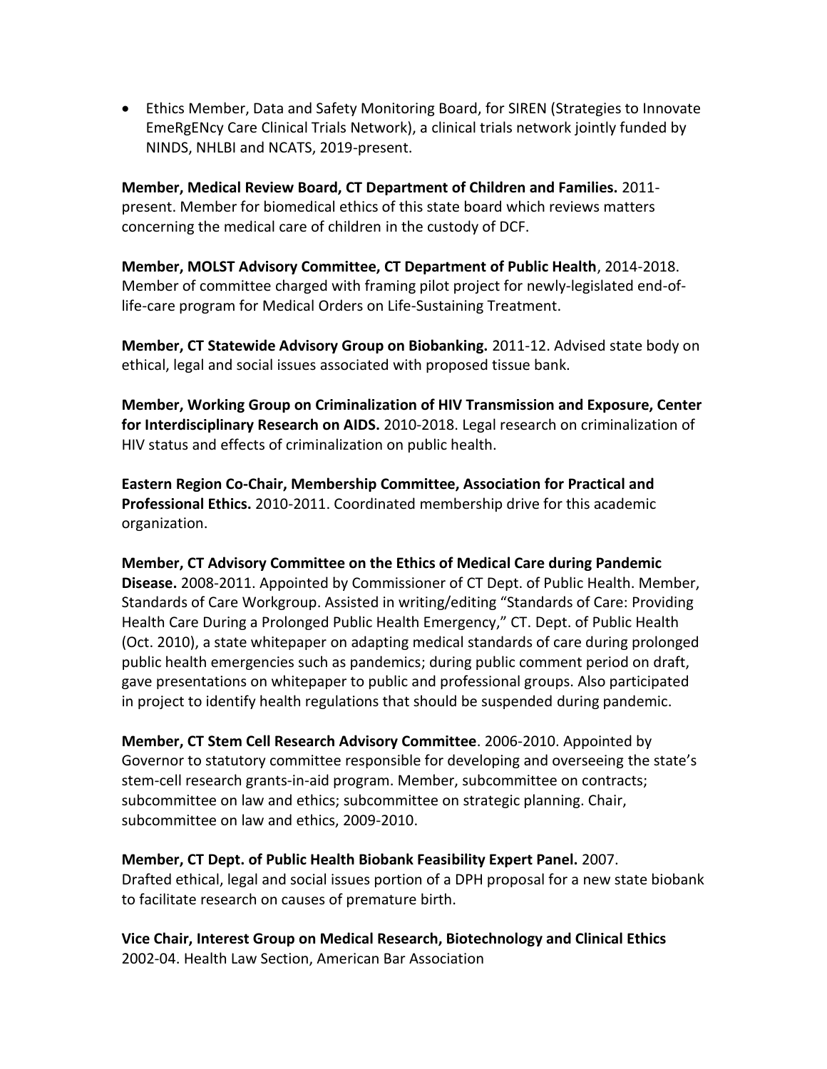- Ethics Member, Data and Safety Monitoring Board, for SIREN (Strategies to Innovate EmeRgENcy Care Clinical Trials Network), a clinical trials network jointly funded by NINDS, NHLBI and NCATS, 2019-present.

**Member, Medical Review Board, CT Department of Children and Families.** 2011-present. Member for biomedical ethics of this state board which reviews matters concerning the medical care of children in the custody of DCF.

**Member, MOLST Advisory Committee, CT Department of Public Health**, 2014-2018. Member of committee charged with framing pilot project for newly-legislated end-of-life-care program for Medical Orders on Life-Sustaining Treatment.

**Member, CT Statewide Advisory Group on Biobanking.** 2011-12. Advised state body on ethical, legal and social issues associated with proposed tissue bank.

**Member, Working Group on Criminalization of HIV Transmission and Exposure, Center for Interdisciplinary Research on AIDS.** 2010-2018. Legal research on criminalization of HIV status and effects of criminalization on public health.

**Eastern Region Co-Chair, Membership Committee, Association for Practical and Professional Ethics.** 2010-2011. Coordinated membership drive for this academic organization.

**Member, CT Advisory Committee on the Ethics of Medical Care during Pandemic Disease.** 2008-2011. Appointed by Commissioner of CT Dept. of Public Health. Member, Standards of Care Workgroup. Assisted in writing/editing "Standards of Care: Providing Health Care During a Prolonged Public Health Emergency," CT. Dept. of Public Health (Oct. 2010), a state whitepaper on adapting medical standards of care during prolonged public health emergencies such as pandemics; during public comment period on draft, gave presentations on whitepaper to public and professional groups. Also participated in project to identify health regulations that should be suspended during pandemic.

**Member, CT Stem Cell Research Advisory Committee**. 2006-2010. Appointed by Governor to statutory committee responsible for developing and overseeing the state's stem-cell research grants-in-aid program. Member, subcommittee on contracts; subcommittee on law and ethics; subcommittee on strategic planning. Chair, subcommittee on law and ethics, 2009-2010.

**Member, CT Dept. of Public Health Biobank Feasibility Expert Panel.** 2007. Drafted ethical, legal and social issues portion of a DPH proposal for a new state biobank to facilitate research on causes of premature birth.

**Vice Chair, Interest Group on Medical Research, Biotechnology and Clinical Ethics** 2002-04. Health Law Section, American Bar Association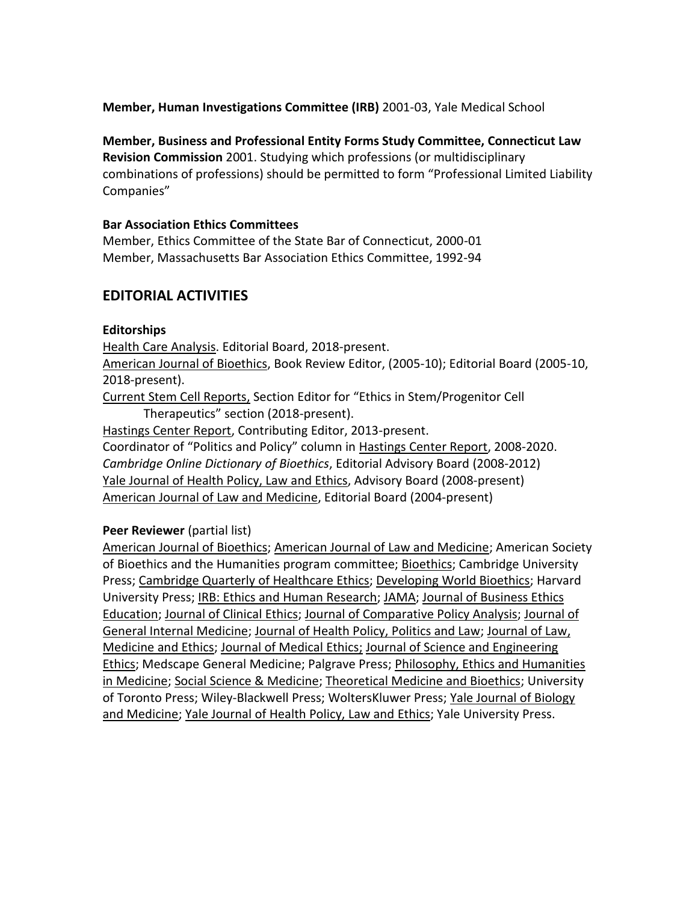**Member, Human Investigations Committee (IRB)** 2001-03, Yale Medical School

**Member, Business and Professional Entity Forms Study Committee, Connecticut Law Revision Commission** 2001. Studying which professions (or multidisciplinary combinations of professions) should be permitted to form "Professional Limited Liability Companies"

**Bar Association Ethics Committees**
Member, Ethics Committee of the State Bar of Connecticut, 2000-01
Member, Massachusetts Bar Association Ethics Committee, 1992-94

## EDITORIAL ACTIVITIES

**Editorships**

Health Care Analysis. Editorial Board, 2018-present.
American Journal of Bioethics, Book Review Editor, (2005-10); Editorial Board (2005-10, 2018-present).
Current Stem Cell Reports, Section Editor for "Ethics in Stem/Progenitor Cell Therapeutics" section (2018-present).
Hastings Center Report, Contributing Editor, 2013-present.
Coordinator of "Politics and Policy" column in Hastings Center Report, 2008-2020.
*Cambridge Online Dictionary of Bioethics*, Editorial Advisory Board (2008-2012)
Yale Journal of Health Policy, Law and Ethics, Advisory Board (2008-present)
American Journal of Law and Medicine, Editorial Board (2004-present)

**Peer Reviewer** (partial list)

American Journal of Bioethics; American Journal of Law and Medicine; American Society of Bioethics and the Humanities program committee; Bioethics; Cambridge University Press; Cambridge Quarterly of Healthcare Ethics; Developing World Bioethics; Harvard University Press; IRB: Ethics and Human Research; JAMA; Journal of Business Ethics Education; Journal of Clinical Ethics; Journal of Comparative Policy Analysis; Journal of General Internal Medicine; Journal of Health Policy, Politics and Law; Journal of Law, Medicine and Ethics; Journal of Medical Ethics; Journal of Science and Engineering Ethics; Medscape General Medicine; Palgrave Press; Philosophy, Ethics and Humanities in Medicine; Social Science & Medicine; Theoretical Medicine and Bioethics; University of Toronto Press; Wiley-Blackwell Press; WoltersKluwer Press; Yale Journal of Biology and Medicine; Yale Journal of Health Policy, Law and Ethics; Yale University Press.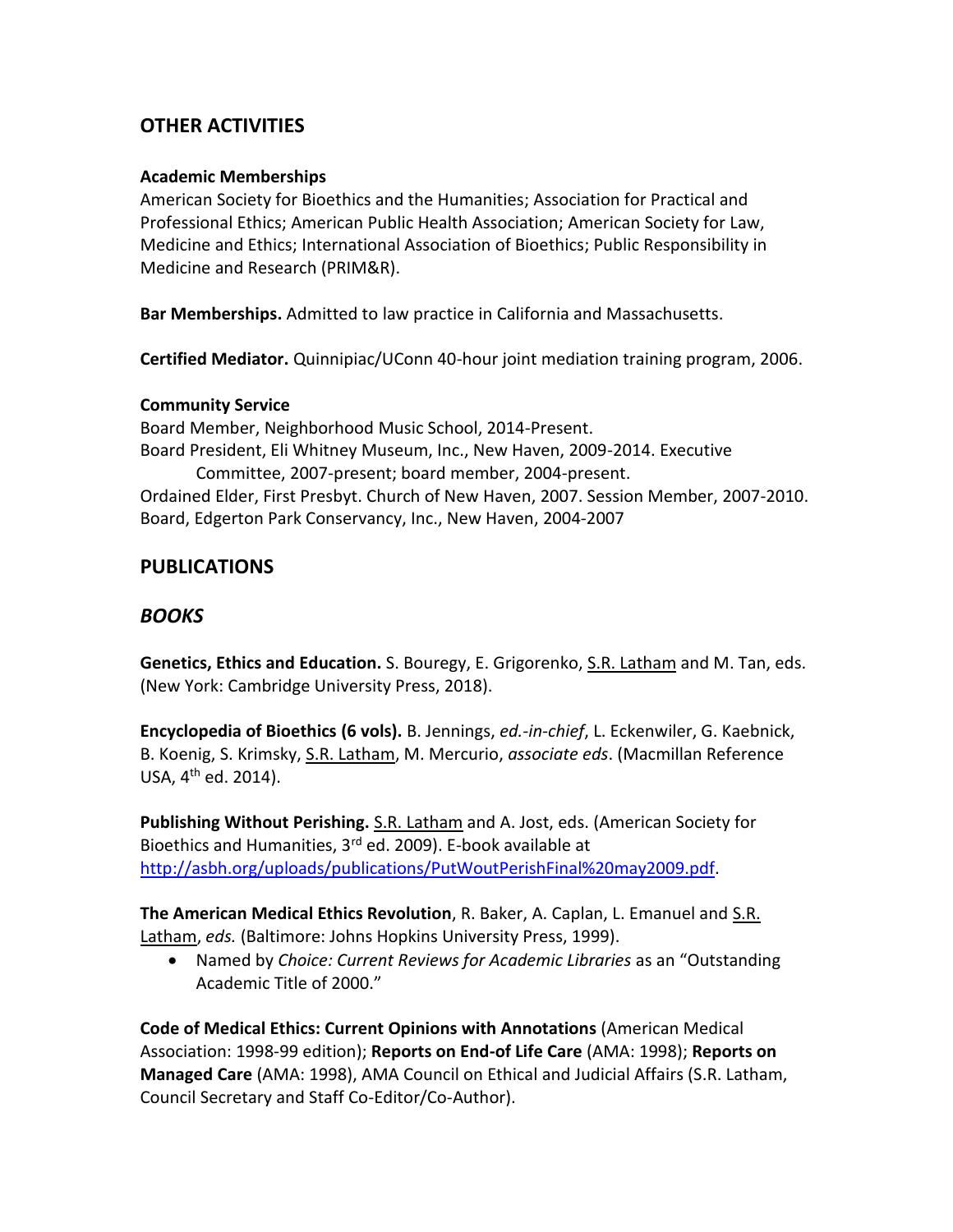## OTHER ACTIVITIES

**Academic Memberships**
American Society for Bioethics and the Humanities; Association for Practical and Professional Ethics; American Public Health Association; American Society for Law, Medicine and Ethics; International Association of Bioethics; Public Responsibility in Medicine and Research (PRIM&R).

**Bar Memberships.** Admitted to law practice in California and Massachusetts.

**Certified Mediator.** Quinnipiac/UConn 40-hour joint mediation training program, 2006.

**Community Service**
Board Member, Neighborhood Music School, 2014-Present.
Board President, Eli Whitney Museum, Inc., New Haven, 2009-2014. Executive Committee, 2007-present; board member, 2004-present.
Ordained Elder, First Presbyt. Church of New Haven, 2007. Session Member, 2007-2010.
Board, Edgerton Park Conservancy, Inc., New Haven, 2004-2007

## PUBLICATIONS

### *BOOKS*

**Genetics, Ethics and Education.** S. Bouregy, E. Grigorenko, <u>S.R. Latham</u> and M. Tan, eds. (New York: Cambridge University Press, 2018).

**Encyclopedia of Bioethics (6 vols).** B. Jennings, *ed.-in-chief*, L. Eckenwiler, G. Kaebnick, B. Koenig, S. Krimsky, <u>S.R. Latham</u>, M. Mercurio, *associate eds*. (Macmillan Reference USA, 4th ed. 2014).

**Publishing Without Perishing.** <u>S.R. Latham</u> and A. Jost, eds. (American Society for Bioethics and Humanities, 3rd ed. 2009). E-book available at http://asbh.org/uploads/publications/PutWoutPerishFinal%20may2009.pdf.

**The American Medical Ethics Revolution**, R. Baker, A. Caplan, L. Emanuel and <u>S.R. Latham</u>, *eds.* (Baltimore: Johns Hopkins University Press, 1999).

- Named by *Choice: Current Reviews for Academic Libraries* as an "Outstanding Academic Title of 2000."

**Code of Medical Ethics: Current Opinions with Annotations** (American Medical Association: 1998-99 edition); **Reports on End-of Life Care** (AMA: 1998); **Reports on Managed Care** (AMA: 1998), AMA Council on Ethical and Judicial Affairs (S.R. Latham, Council Secretary and Staff Co-Editor/Co-Author).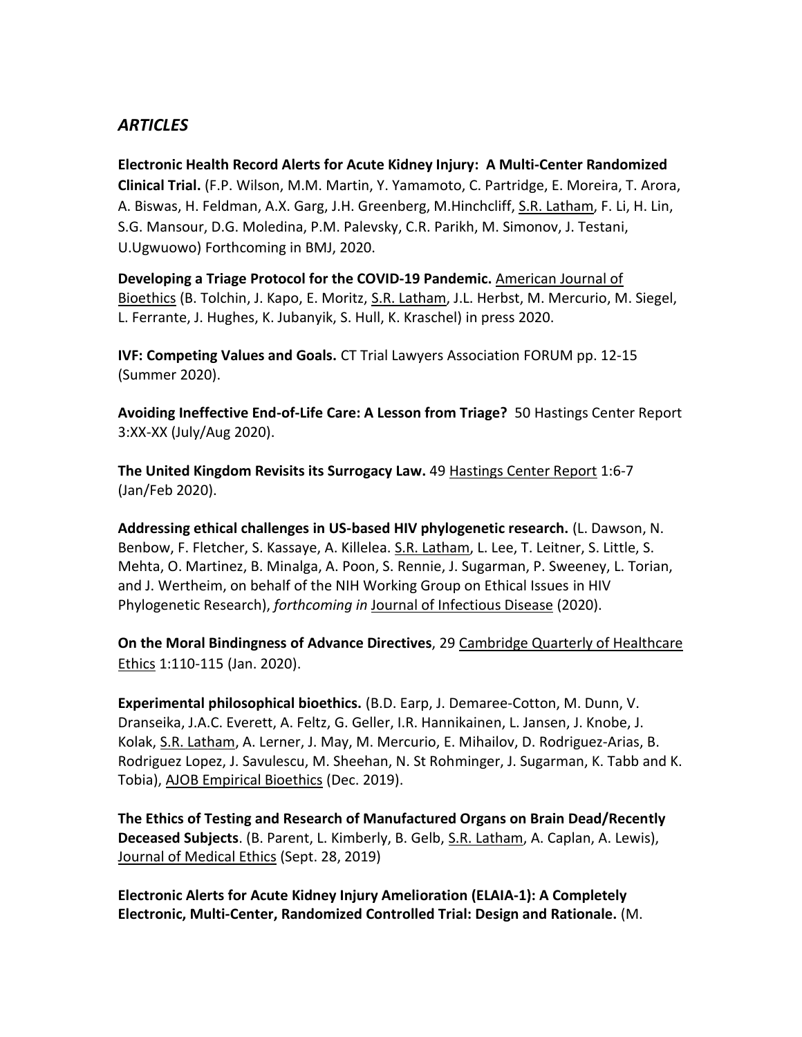## *ARTICLES*

**Electronic Health Record Alerts for Acute Kidney Injury: A Multi-Center Randomized Clinical Trial.** (F.P. Wilson, M.M. Martin, Y. Yamamoto, C. Partridge, E. Moreira, T. Arora, A. Biswas, H. Feldman, A.X. Garg, J.H. Greenberg, M.Hinchcliff, S.R. Latham, F. Li, H. Lin, S.G. Mansour, D.G. Moledina, P.M. Palevsky, C.R. Parikh, M. Simonov, J. Testani, U.Ugwuowo) Forthcoming in BMJ, 2020.

**Developing a Triage Protocol for the COVID-19 Pandemic.** American Journal of Bioethics (B. Tolchin, J. Kapo, E. Moritz, S.R. Latham, J.L. Herbst, M. Mercurio, M. Siegel, L. Ferrante, J. Hughes, K. Jubanyik, S. Hull, K. Kraschel) in press 2020.

**IVF: Competing Values and Goals.** CT Trial Lawyers Association FORUM pp. 12-15 (Summer 2020).

**Avoiding Ineffective End-of-Life Care: A Lesson from Triage?** 50 Hastings Center Report 3:XX-XX (July/Aug 2020).

**The United Kingdom Revisits its Surrogacy Law.** 49 Hastings Center Report 1:6-7 (Jan/Feb 2020).

**Addressing ethical challenges in US-based HIV phylogenetic research.** (L. Dawson, N. Benbow, F. Fletcher, S. Kassaye, A. Killelea. S.R. Latham, L. Lee, T. Leitner, S. Little, S. Mehta, O. Martinez, B. Minalga, A. Poon, S. Rennie, J. Sugarman, P. Sweeney, L. Torian, and J. Wertheim, on behalf of the NIH Working Group on Ethical Issues in HIV Phylogenetic Research), *forthcoming in* Journal of Infectious Disease (2020).

**On the Moral Bindingness of Advance Directives**, 29 Cambridge Quarterly of Healthcare Ethics 1:110-115 (Jan. 2020).

**Experimental philosophical bioethics.** (B.D. Earp, J. Demaree-Cotton, M. Dunn, V. Dranseika, J.A.C. Everett, A. Feltz, G. Geller, I.R. Hannikainen, L. Jansen, J. Knobe, J. Kolak, S.R. Latham, A. Lerner, J. May, M. Mercurio, E. Mihailov, D. Rodriguez-Arias, B. Rodriguez Lopez, J. Savulescu, M. Sheehan, N. St Rohminger, J. Sugarman, K. Tabb and K. Tobia), AJOB Empirical Bioethics (Dec. 2019).

**The Ethics of Testing and Research of Manufactured Organs on Brain Dead/Recently Deceased Subjects**. (B. Parent, L. Kimberly, B. Gelb, S.R. Latham, A. Caplan, A. Lewis), Journal of Medical Ethics (Sept. 28, 2019)

**Electronic Alerts for Acute Kidney Injury Amelioration (ELAIA-1): A Completely Electronic, Multi-Center, Randomized Controlled Trial: Design and Rationale.** (M.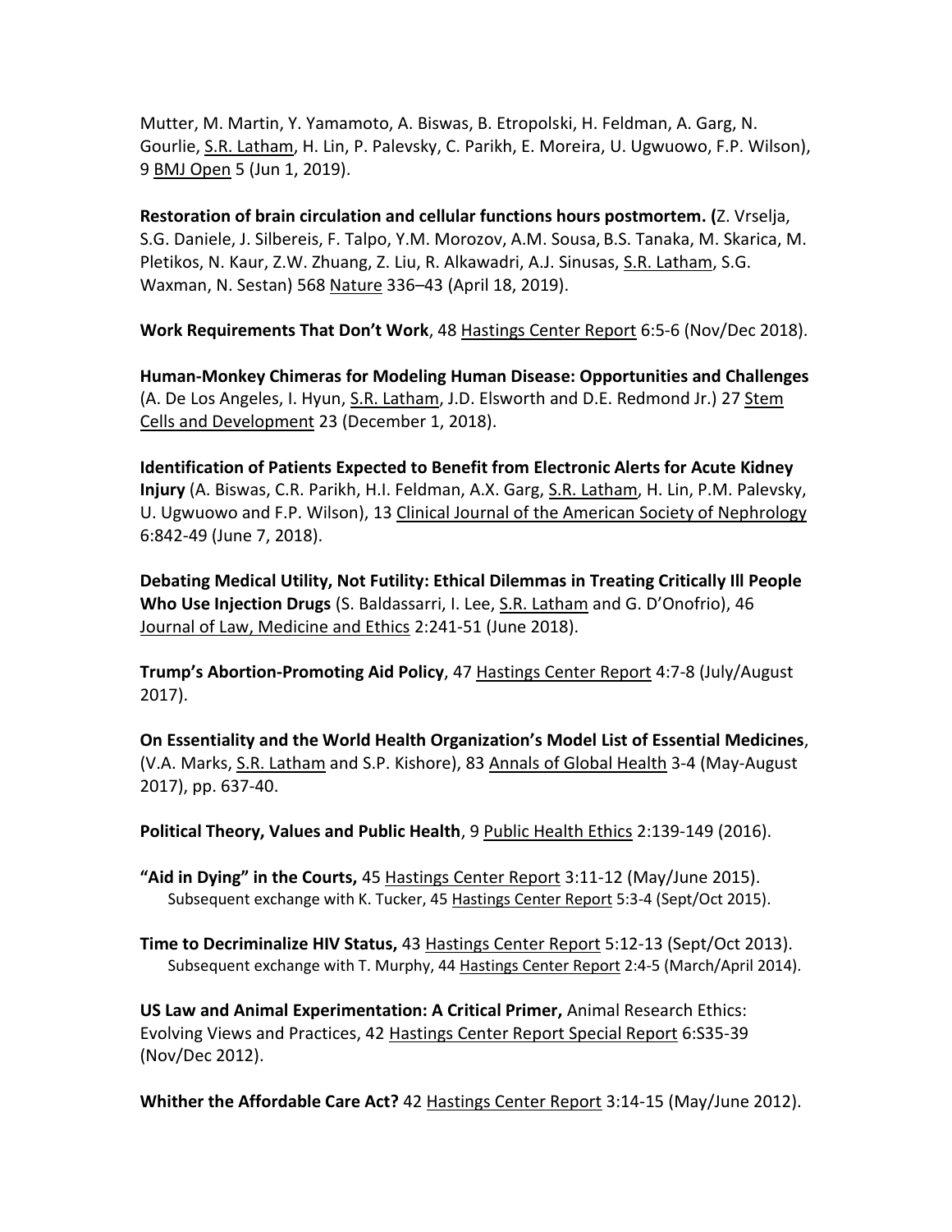Mutter, M. Martin, Y. Yamamoto, A. Biswas, B. Etropolski, H. Feldman, A. Garg, N. Gourlie, S.R. Latham, H. Lin, P. Palevsky, C. Parikh, E. Moreira, U. Ugwuowo, F.P. Wilson), 9 BMJ Open 5 (Jun 1, 2019).

**Restoration of brain circulation and cellular functions hours postmortem. (**Z. Vrselja, S.G. Daniele, J. Silbereis, F. Talpo, Y.M. Morozov, A.M. Sousa, B.S. Tanaka, M. Skarica, M. Pletikos, N. Kaur, Z.W. Zhuang, Z. Liu, R. Alkawadri, A.J. Sinusas, S.R. Latham, S.G. Waxman, N. Sestan) 568 Nature 336–43 (April 18, 2019).

**Work Requirements That Don't Work**, 48 Hastings Center Report 6:5-6 (Nov/Dec 2018).

**Human-Monkey Chimeras for Modeling Human Disease: Opportunities and Challenges** (A. De Los Angeles, I. Hyun, S.R. Latham, J.D. Elsworth and D.E. Redmond Jr.) 27 Stem Cells and Development 23 (December 1, 2018).

**Identification of Patients Expected to Benefit from Electronic Alerts for Acute Kidney Injury** (A. Biswas, C.R. Parikh, H.I. Feldman, A.X. Garg, S.R. Latham, H. Lin, P.M. Palevsky, U. Ugwuowo and F.P. Wilson), 13 Clinical Journal of the American Society of Nephrology 6:842-49 (June 7, 2018).

**Debating Medical Utility, Not Futility: Ethical Dilemmas in Treating Critically Ill People Who Use Injection Drugs** (S. Baldassarri, I. Lee, S.R. Latham and G. D'Onofrio), 46 Journal of Law, Medicine and Ethics 2:241-51 (June 2018).

**Trump's Abortion-Promoting Aid Policy**, 47 Hastings Center Report 4:7-8 (July/August 2017).

**On Essentiality and the World Health Organization's Model List of Essential Medicines**, (V.A. Marks, S.R. Latham and S.P. Kishore), 83 Annals of Global Health 3-4 (May-August 2017), pp. 637-40.

**Political Theory, Values and Public Health**, 9 Public Health Ethics 2:139-149 (2016).

**"Aid in Dying" in the Courts,** 45 Hastings Center Report 3:11-12 (May/June 2015).
Subsequent exchange with K. Tucker, 45 Hastings Center Report 5:3-4 (Sept/Oct 2015).

**Time to Decriminalize HIV Status,** 43 Hastings Center Report 5:12-13 (Sept/Oct 2013).
Subsequent exchange with T. Murphy, 44 Hastings Center Report 2:4-5 (March/April 2014).

**US Law and Animal Experimentation: A Critical Primer,** Animal Research Ethics: Evolving Views and Practices, 42 Hastings Center Report Special Report 6:S35-39 (Nov/Dec 2012).

**Whither the Affordable Care Act?** 42 Hastings Center Report 3:14-15 (May/June 2012).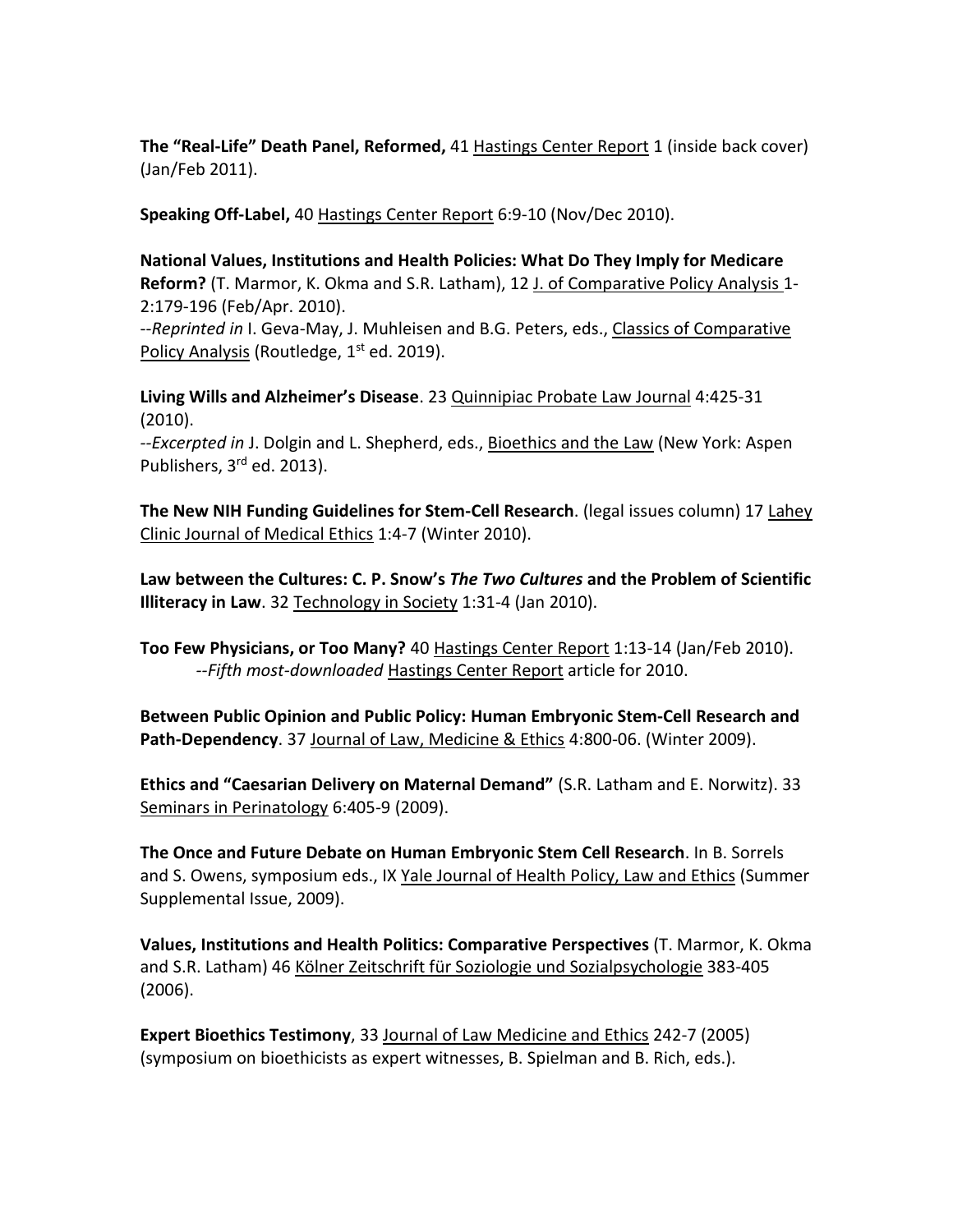**The "Real-Life" Death Panel, Reformed,** 41 Hastings Center Report 1 (inside back cover) (Jan/Feb 2011).

**Speaking Off-Label,** 40 Hastings Center Report 6:9-10 (Nov/Dec 2010).

**National Values, Institutions and Health Policies: What Do They Imply for Medicare Reform?** (T. Marmor, K. Okma and S.R. Latham), 12 J. of Comparative Policy Analysis 1-2:179-196 (Feb/Apr. 2010).
--*Reprinted in* I. Geva-May, J. Muhleisen and B.G. Peters, eds., Classics of Comparative Policy Analysis (Routledge, 1st ed. 2019).

**Living Wills and Alzheimer's Disease**. 23 Quinnipiac Probate Law Journal 4:425-31 (2010).
--*Excerpted in* J. Dolgin and L. Shepherd, eds., Bioethics and the Law (New York: Aspen Publishers, 3rd ed. 2013).

**The New NIH Funding Guidelines for Stem-Cell Research**. (legal issues column) 17 Lahey Clinic Journal of Medical Ethics 1:4-7 (Winter 2010).

**Law between the Cultures: C. P. Snow's *The Two Cultures* and the Problem of Scientific Illiteracy in Law**. 32 Technology in Society 1:31-4 (Jan 2010).

**Too Few Physicians, or Too Many?** 40 Hastings Center Report 1:13-14 (Jan/Feb 2010).
--*Fifth most-downloaded* Hastings Center Report article for 2010.

**Between Public Opinion and Public Policy: Human Embryonic Stem-Cell Research and Path-Dependency**. 37 Journal of Law, Medicine & Ethics 4:800-06. (Winter 2009).

**Ethics and "Caesarian Delivery on Maternal Demand"** (S.R. Latham and E. Norwitz). 33 Seminars in Perinatology 6:405-9 (2009).

**The Once and Future Debate on Human Embryonic Stem Cell Research**. In B. Sorrels and S. Owens, symposium eds., IX Yale Journal of Health Policy, Law and Ethics (Summer Supplemental Issue, 2009).

**Values, Institutions and Health Politics: Comparative Perspectives** (T. Marmor, K. Okma and S.R. Latham) 46 Kölner Zeitschrift für Soziologie und Sozialpsychologie 383-405 (2006).

**Expert Bioethics Testimony**, 33 Journal of Law Medicine and Ethics 242-7 (2005) (symposium on bioethicists as expert witnesses, B. Spielman and B. Rich, eds.).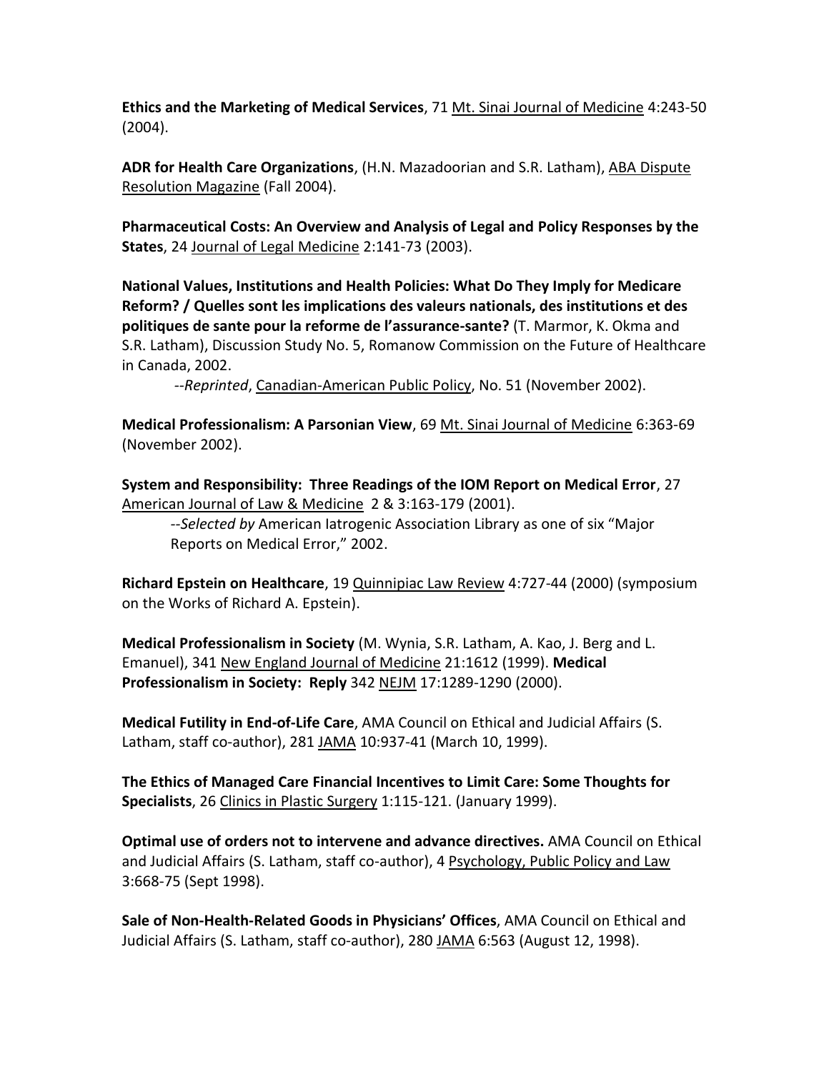**Ethics and the Marketing of Medical Services**, 71 Mt. Sinai Journal of Medicine 4:243-50 (2004).

**ADR for Health Care Organizations**, (H.N. Mazadoorian and S.R. Latham), ABA Dispute Resolution Magazine (Fall 2004).

**Pharmaceutical Costs: An Overview and Analysis of Legal and Policy Responses by the States**, 24 Journal of Legal Medicine 2:141-73 (2003).

**National Values, Institutions and Health Policies: What Do They Imply for Medicare Reform? / Quelles sont les implications des valeurs nationals, des institutions et des politiques de sante pour la reforme de l'assurance-sante?** (T. Marmor, K. Okma and S.R. Latham), Discussion Study No. 5, Romanow Commission on the Future of Healthcare in Canada, 2002.

--*Reprinted*, Canadian-American Public Policy, No. 51 (November 2002).

**Medical Professionalism: A Parsonian View**, 69 Mt. Sinai Journal of Medicine 6:363-69 (November 2002).

**System and Responsibility: Three Readings of the IOM Report on Medical Error**, 27 American Journal of Law & Medicine 2 & 3:163-179 (2001).

--*Selected by* American Iatrogenic Association Library as one of six "Major Reports on Medical Error," 2002.

**Richard Epstein on Healthcare**, 19 Quinnipiac Law Review 4:727-44 (2000) (symposium on the Works of Richard A. Epstein).

**Medical Professionalism in Society** (M. Wynia, S.R. Latham, A. Kao, J. Berg and L. Emanuel), 341 New England Journal of Medicine 21:1612 (1999). **Medical Professionalism in Society: Reply** 342 NEJM 17:1289-1290 (2000).

**Medical Futility in End-of-Life Care**, AMA Council on Ethical and Judicial Affairs (S. Latham, staff co-author), 281 JAMA 10:937-41 (March 10, 1999).

**The Ethics of Managed Care Financial Incentives to Limit Care: Some Thoughts for Specialists**, 26 Clinics in Plastic Surgery 1:115-121. (January 1999).

**Optimal use of orders not to intervene and advance directives.** AMA Council on Ethical and Judicial Affairs (S. Latham, staff co-author), 4 Psychology, Public Policy and Law 3:668-75 (Sept 1998).

**Sale of Non-Health-Related Goods in Physicians' Offices**, AMA Council on Ethical and Judicial Affairs (S. Latham, staff co-author), 280 JAMA 6:563 (August 12, 1998).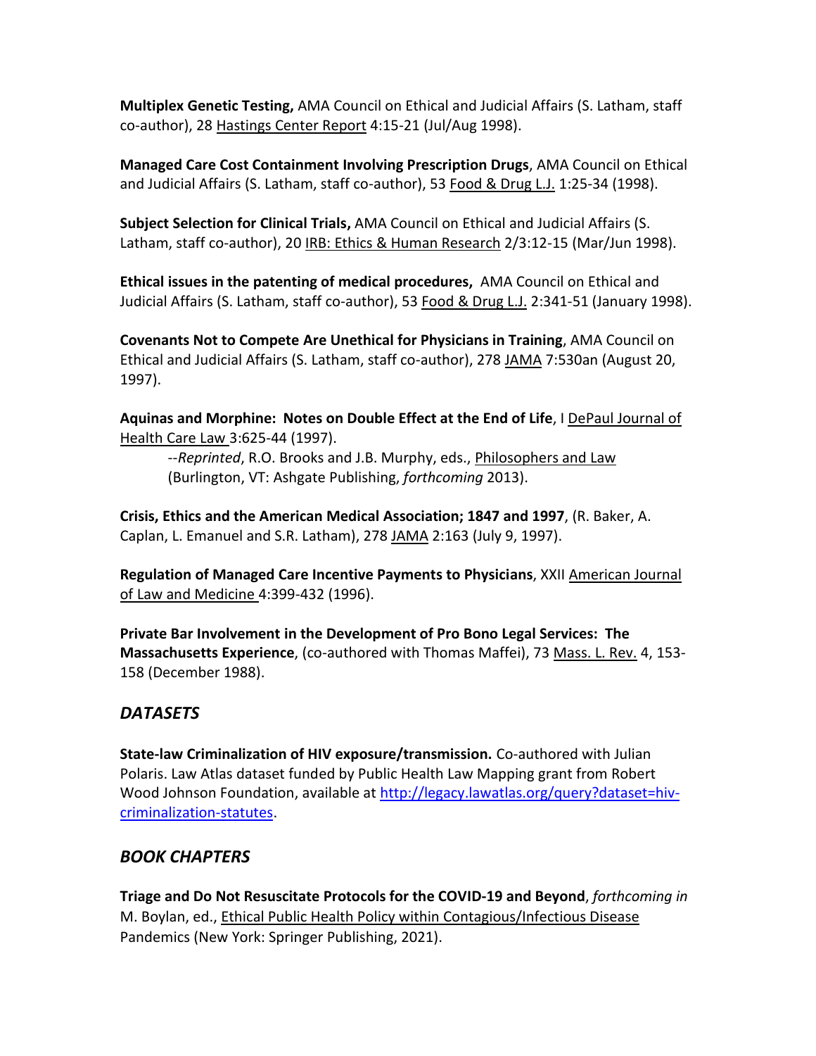**Multiplex Genetic Testing,** AMA Council on Ethical and Judicial Affairs (S. Latham, staff co-author), 28 Hastings Center Report 4:15-21 (Jul/Aug 1998).

**Managed Care Cost Containment Involving Prescription Drugs**, AMA Council on Ethical and Judicial Affairs (S. Latham, staff co-author), 53 Food & Drug L.J. 1:25-34 (1998).

**Subject Selection for Clinical Trials,** AMA Council on Ethical and Judicial Affairs (S. Latham, staff co-author), 20 IRB: Ethics & Human Research 2/3:12-15 (Mar/Jun 1998).

**Ethical issues in the patenting of medical procedures,** AMA Council on Ethical and Judicial Affairs (S. Latham, staff co-author), 53 Food & Drug L.J. 2:341-51 (January 1998).

**Covenants Not to Compete Are Unethical for Physicians in Training**, AMA Council on Ethical and Judicial Affairs (S. Latham, staff co-author), 278 JAMA 7:530an (August 20, 1997).

**Aquinas and Morphine: Notes on Double Effect at the End of Life**, I DePaul Journal of Health Care Law 3:625-44 (1997).

--*Reprinted*, R.O. Brooks and J.B. Murphy, eds., Philosophers and Law (Burlington, VT: Ashgate Publishing, *forthcoming* 2013).

**Crisis, Ethics and the American Medical Association; 1847 and 1997**, (R. Baker, A. Caplan, L. Emanuel and S.R. Latham), 278 JAMA 2:163 (July 9, 1997).

**Regulation of Managed Care Incentive Payments to Physicians**, XXII American Journal of Law and Medicine 4:399-432 (1996).

**Private Bar Involvement in the Development of Pro Bono Legal Services: The Massachusetts Experience**, (co-authored with Thomas Maffei), 73 Mass. L. Rev. 4, 153-158 (December 1988).

## *DATASETS*

**State-law Criminalization of HIV exposure/transmission.** Co-authored with Julian Polaris. Law Atlas dataset funded by Public Health Law Mapping grant from Robert Wood Johnson Foundation, available at http://legacy.lawatlas.org/query?dataset=hiv-criminalization-statutes.

## *BOOK CHAPTERS*

**Triage and Do Not Resuscitate Protocols for the COVID-19 and Beyond**, *forthcoming in* M. Boylan, ed., Ethical Public Health Policy within Contagious/Infectious Disease Pandemics (New York: Springer Publishing, 2021).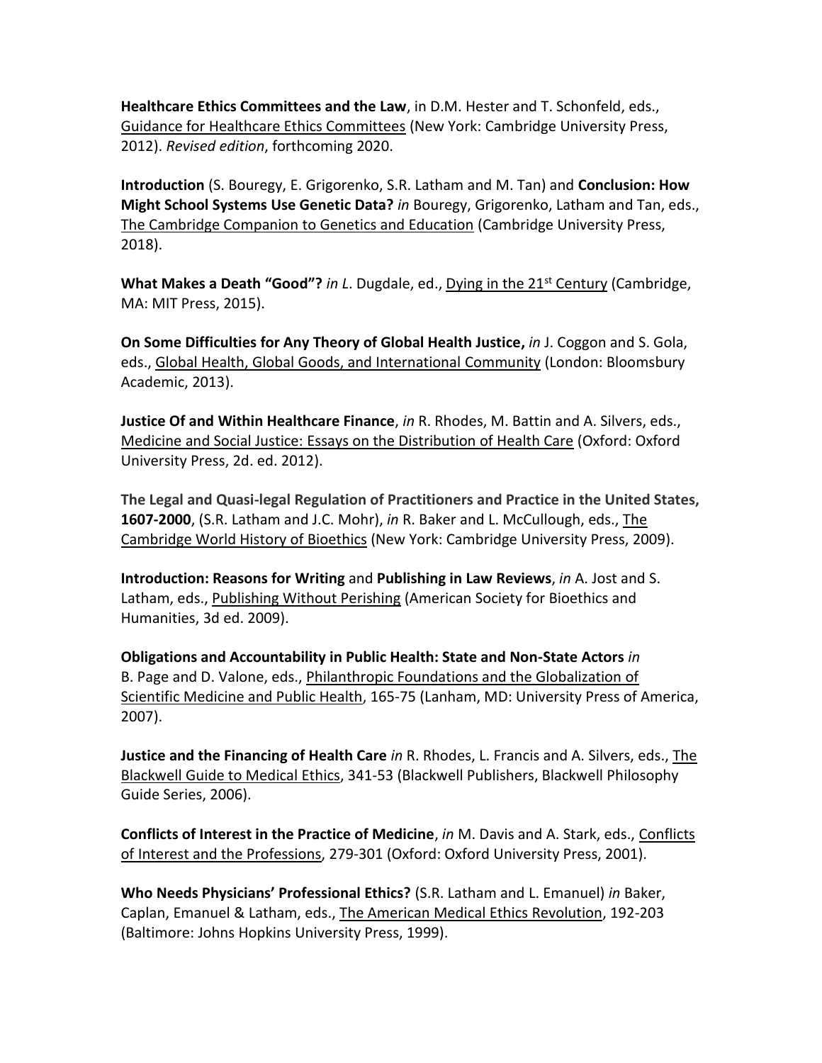**Healthcare Ethics Committees and the Law**, in D.M. Hester and T. Schonfeld, eds., Guidance for Healthcare Ethics Committees (New York: Cambridge University Press, 2012). *Revised edition*, forthcoming 2020.

**Introduction** (S. Bouregy, E. Grigorenko, S.R. Latham and M. Tan) and **Conclusion: How Might School Systems Use Genetic Data?** *in* Bouregy, Grigorenko, Latham and Tan, eds., The Cambridge Companion to Genetics and Education (Cambridge University Press, 2018).

**What Makes a Death "Good"?** *in L*. Dugdale, ed., Dying in the 21st Century (Cambridge, MA: MIT Press, 2015).

**On Some Difficulties for Any Theory of Global Health Justice,** *in* J. Coggon and S. Gola, eds., Global Health, Global Goods, and International Community (London: Bloomsbury Academic, 2013).

**Justice Of and Within Healthcare Finance**, *in* R. Rhodes, M. Battin and A. Silvers, eds., Medicine and Social Justice: Essays on the Distribution of Health Care (Oxford: Oxford University Press, 2d. ed. 2012).

**The Legal and Quasi-legal Regulation of Practitioners and Practice in the United States, 1607-2000**, (S.R. Latham and J.C. Mohr), *in* R. Baker and L. McCullough, eds., The Cambridge World History of Bioethics (New York: Cambridge University Press, 2009).

**Introduction: Reasons for Writing** and **Publishing in Law Reviews**, *in* A. Jost and S. Latham, eds., Publishing Without Perishing (American Society for Bioethics and Humanities, 3d ed. 2009).

**Obligations and Accountability in Public Health: State and Non-State Actors** *in* B. Page and D. Valone, eds., Philanthropic Foundations and the Globalization of Scientific Medicine and Public Health, 165-75 (Lanham, MD: University Press of America, 2007).

**Justice and the Financing of Health Care** *in* R. Rhodes, L. Francis and A. Silvers, eds., The Blackwell Guide to Medical Ethics, 341-53 (Blackwell Publishers, Blackwell Philosophy Guide Series, 2006).

**Conflicts of Interest in the Practice of Medicine**, *in* M. Davis and A. Stark, eds., Conflicts of Interest and the Professions, 279-301 (Oxford: Oxford University Press, 2001).

**Who Needs Physicians' Professional Ethics?** (S.R. Latham and L. Emanuel) *in* Baker, Caplan, Emanuel & Latham, eds., The American Medical Ethics Revolution, 192-203 (Baltimore: Johns Hopkins University Press, 1999).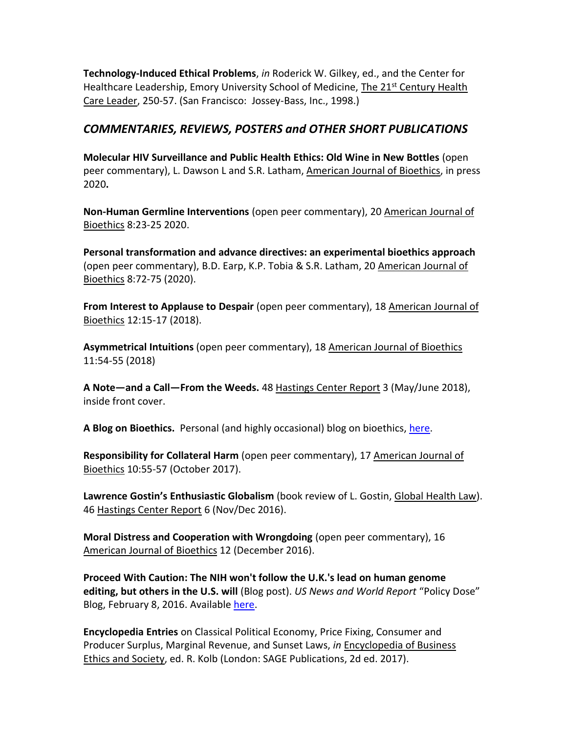**Technology-Induced Ethical Problems**, *in* Roderick W. Gilkey, ed., and the Center for Healthcare Leadership, Emory University School of Medicine, The 21st Century Health Care Leader, 250-57. (San Francisco: Jossey-Bass, Inc., 1998.)

## *COMMENTARIES, REVIEWS, POSTERS and OTHER SHORT PUBLICATIONS*

**Molecular HIV Surveillance and Public Health Ethics: Old Wine in New Bottles** (open peer commentary), L. Dawson L and S.R. Latham, American Journal of Bioethics, in press 2020**.**

**Non-Human Germline Interventions** (open peer commentary), 20 American Journal of Bioethics 8:23-25 2020.

**Personal transformation and advance directives: an experimental bioethics approach** (open peer commentary), B.D. Earp, K.P. Tobia & S.R. Latham, 20 American Journal of Bioethics 8:72-75 (2020).

**From Interest to Applause to Despair** (open peer commentary), 18 American Journal of Bioethics 12:15-17 (2018).

**Asymmetrical Intuitions** (open peer commentary), 18 American Journal of Bioethics 11:54-55 (2018)

**A Note—and a Call—From the Weeds.** 48 Hastings Center Report 3 (May/June 2018), inside front cover.

**A Blog on Bioethics.** Personal (and highly occasional) blog on bioethics, here.

**Responsibility for Collateral Harm** (open peer commentary), 17 American Journal of Bioethics 10:55-57 (October 2017).

**Lawrence Gostin's Enthusiastic Globalism** (book review of L. Gostin, Global Health Law). 46 Hastings Center Report 6 (Nov/Dec 2016).

**Moral Distress and Cooperation with Wrongdoing** (open peer commentary), 16 American Journal of Bioethics 12 (December 2016).

**Proceed With Caution: The NIH won't follow the U.K.'s lead on human genome editing, but others in the U.S. will** (Blog post). *US News and World Report* "Policy Dose" Blog, February 8, 2016. Available here.

**Encyclopedia Entries** on Classical Political Economy, Price Fixing, Consumer and Producer Surplus, Marginal Revenue, and Sunset Laws, *in* Encyclopedia of Business Ethics and Society, ed. R. Kolb (London: SAGE Publications, 2d ed. 2017).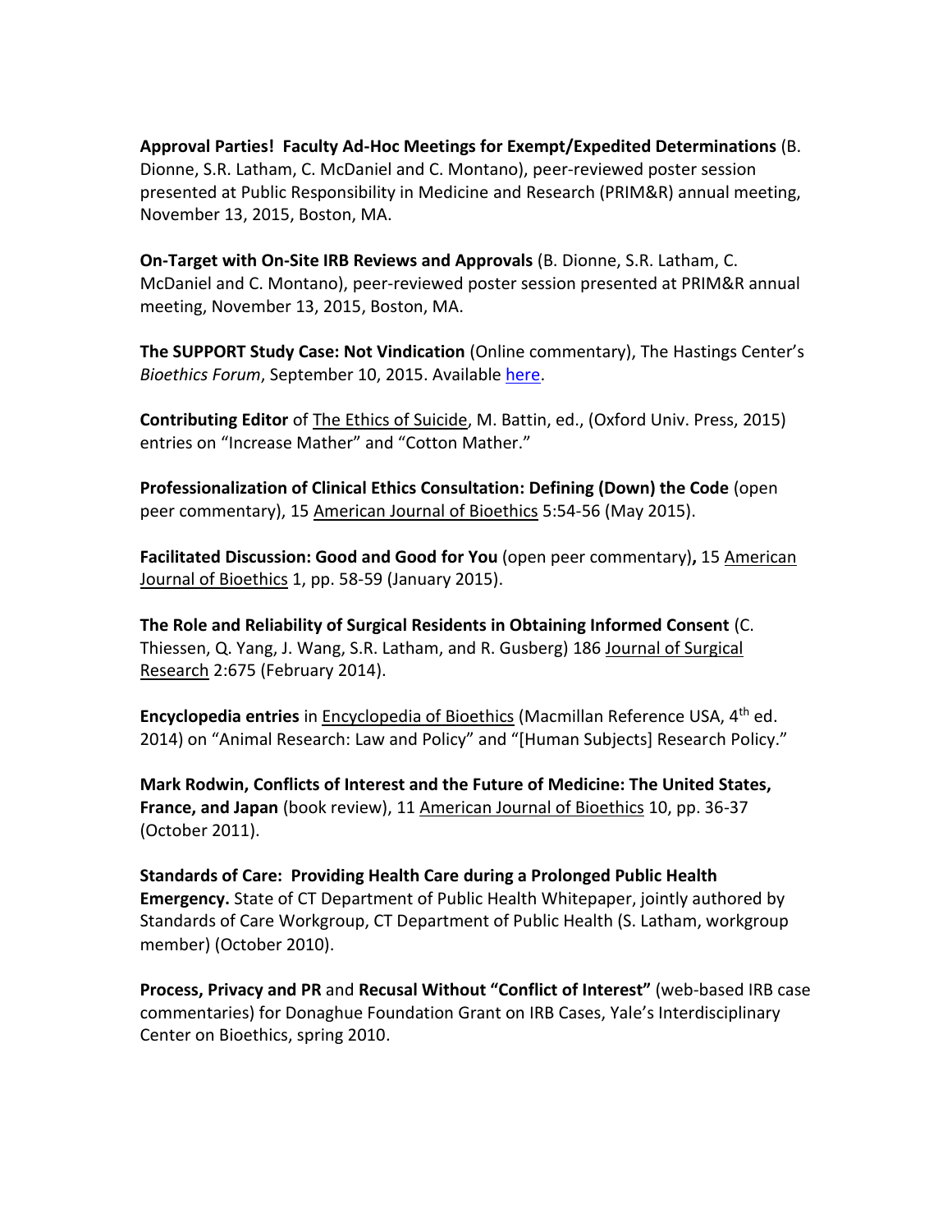**Approval Parties! Faculty Ad-Hoc Meetings for Exempt/Expedited Determinations** (B. Dionne, S.R. Latham, C. McDaniel and C. Montano), peer-reviewed poster session presented at Public Responsibility in Medicine and Research (PRIM&R) annual meeting, November 13, 2015, Boston, MA.

**On-Target with On-Site IRB Reviews and Approvals** (B. Dionne, S.R. Latham, C. McDaniel and C. Montano), peer-reviewed poster session presented at PRIM&R annual meeting, November 13, 2015, Boston, MA.

**The SUPPORT Study Case: Not Vindication** (Online commentary), The Hastings Center's *Bioethics Forum*, September 10, 2015. Available here.

**Contributing Editor** of The Ethics of Suicide, M. Battin, ed., (Oxford Univ. Press, 2015) entries on "Increase Mather" and "Cotton Mather."

**Professionalization of Clinical Ethics Consultation: Defining (Down) the Code** (open peer commentary), 15 American Journal of Bioethics 5:54-56 (May 2015).

**Facilitated Discussion: Good and Good for You** (open peer commentary)**,** 15 American Journal of Bioethics 1, pp. 58-59 (January 2015).

**The Role and Reliability of Surgical Residents in Obtaining Informed Consent** (C. Thiessen, Q. Yang, J. Wang, S.R. Latham, and R. Gusberg) 186 Journal of Surgical Research 2:675 (February 2014).

**Encyclopedia entries** in Encyclopedia of Bioethics (Macmillan Reference USA, 4th ed. 2014) on "Animal Research: Law and Policy" and "[Human Subjects] Research Policy."

**Mark Rodwin, Conflicts of Interest and the Future of Medicine: The United States, France, and Japan** (book review), 11 American Journal of Bioethics 10, pp. 36-37 (October 2011).

**Standards of Care: Providing Health Care during a Prolonged Public Health Emergency.** State of CT Department of Public Health Whitepaper, jointly authored by Standards of Care Workgroup, CT Department of Public Health (S. Latham, workgroup member) (October 2010).

**Process, Privacy and PR** and **Recusal Without "Conflict of Interest"** (web-based IRB case commentaries) for Donaghue Foundation Grant on IRB Cases, Yale's Interdisciplinary Center on Bioethics, spring 2010.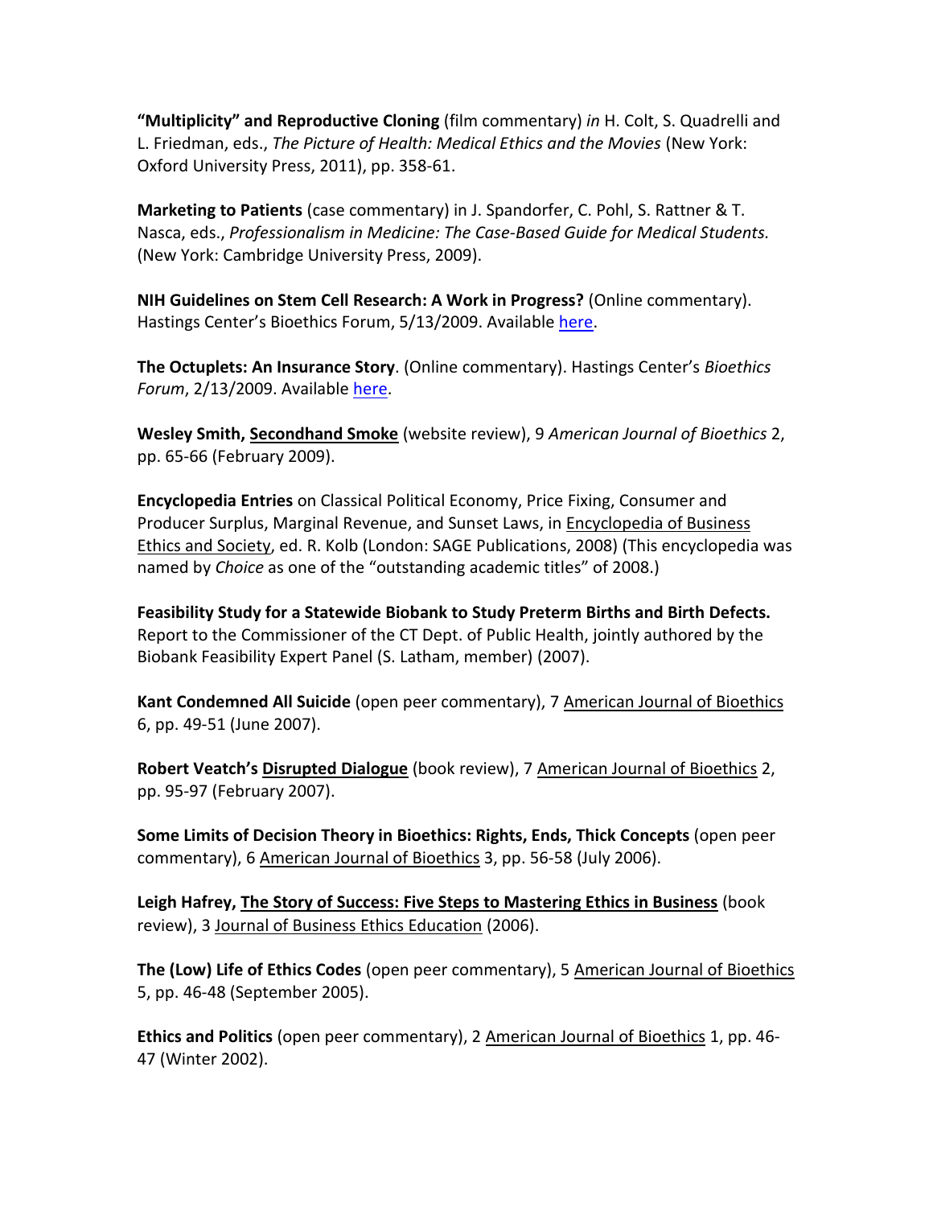**"Multiplicity" and Reproductive Cloning** (film commentary) *in* H. Colt, S. Quadrelli and L. Friedman, eds., *The Picture of Health: Medical Ethics and the Movies* (New York: Oxford University Press, 2011), pp. 358-61.

**Marketing to Patients** (case commentary) in J. Spandorfer, C. Pohl, S. Rattner & T. Nasca, eds., *Professionalism in Medicine: The Case-Based Guide for Medical Students.* (New York: Cambridge University Press, 2009).

**NIH Guidelines on Stem Cell Research: A Work in Progress?** (Online commentary). Hastings Center's Bioethics Forum, 5/13/2009. Available here.

**The Octuplets: An Insurance Story**. (Online commentary). Hastings Center's *Bioethics Forum*, 2/13/2009. Available here.

**Wesley Smith, Secondhand Smoke** (website review), 9 *American Journal of Bioethics* 2, pp. 65-66 (February 2009).

**Encyclopedia Entries** on Classical Political Economy, Price Fixing, Consumer and Producer Surplus, Marginal Revenue, and Sunset Laws, in Encyclopedia of Business Ethics and Society, ed. R. Kolb (London: SAGE Publications, 2008) (This encyclopedia was named by *Choice* as one of the "outstanding academic titles" of 2008.)

**Feasibility Study for a Statewide Biobank to Study Preterm Births and Birth Defects.** Report to the Commissioner of the CT Dept. of Public Health, jointly authored by the Biobank Feasibility Expert Panel (S. Latham, member) (2007).

**Kant Condemned All Suicide** (open peer commentary), 7 American Journal of Bioethics 6, pp. 49-51 (June 2007).

**Robert Veatch's Disrupted Dialogue** (book review), 7 American Journal of Bioethics 2, pp. 95-97 (February 2007).

**Some Limits of Decision Theory in Bioethics: Rights, Ends, Thick Concepts** (open peer commentary), 6 American Journal of Bioethics 3, pp. 56-58 (July 2006).

**Leigh Hafrey, The Story of Success: Five Steps to Mastering Ethics in Business** (book review), 3 Journal of Business Ethics Education (2006).

**The (Low) Life of Ethics Codes** (open peer commentary), 5 American Journal of Bioethics 5, pp. 46-48 (September 2005).

**Ethics and Politics** (open peer commentary), 2 American Journal of Bioethics 1, pp. 46-47 (Winter 2002).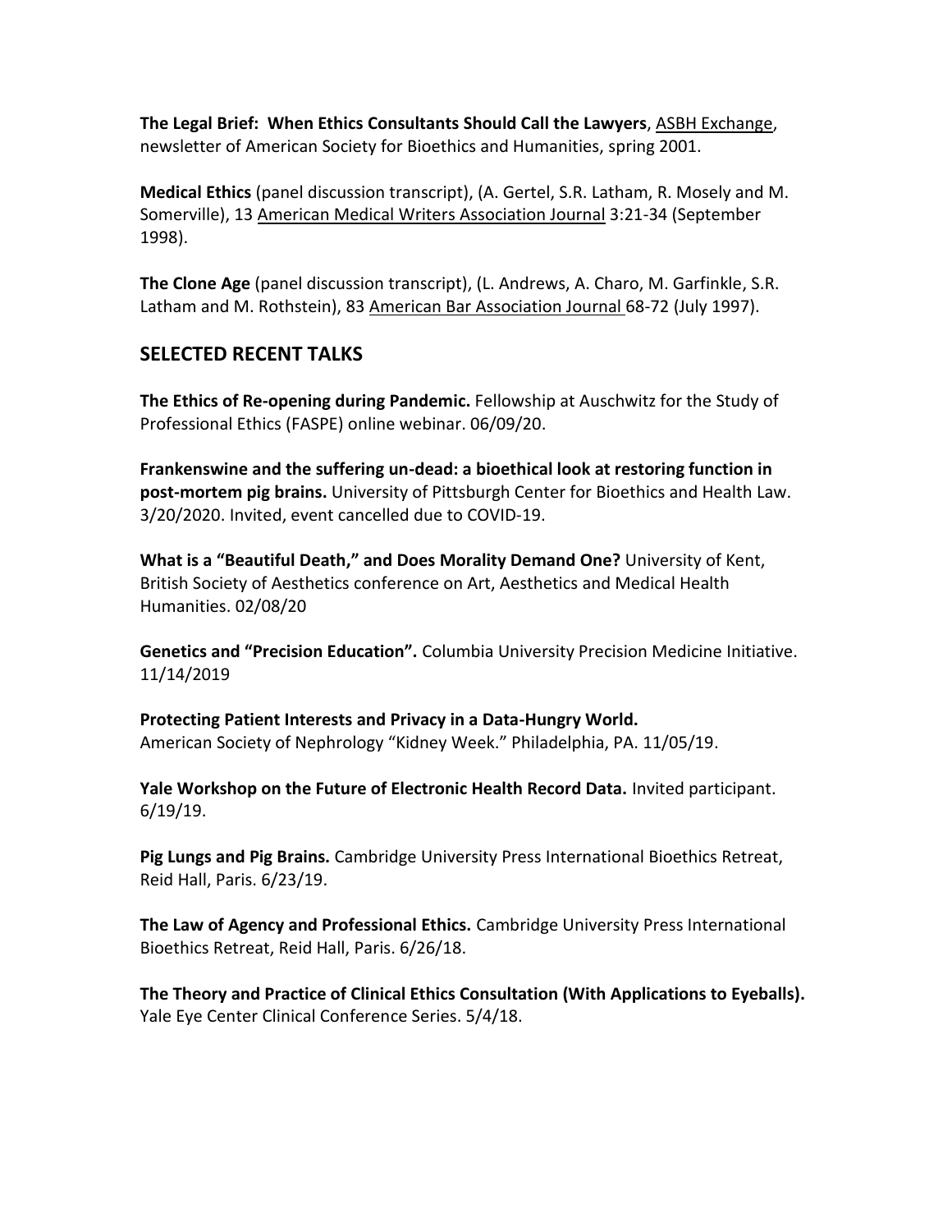**The Legal Brief: When Ethics Consultants Should Call the Lawyers**, ASBH Exchange, newsletter of American Society for Bioethics and Humanities, spring 2001.

**Medical Ethics** (panel discussion transcript), (A. Gertel, S.R. Latham, R. Mosely and M. Somerville), 13 American Medical Writers Association Journal 3:21-34 (September 1998).

**The Clone Age** (panel discussion transcript), (L. Andrews, A. Charo, M. Garfinkle, S.R. Latham and M. Rothstein), 83 American Bar Association Journal 68-72 (July 1997).

## SELECTED RECENT TALKS

**The Ethics of Re-opening during Pandemic.** Fellowship at Auschwitz for the Study of Professional Ethics (FASPE) online webinar. 06/09/20.

**Frankenswine and the suffering un-dead: a bioethical look at restoring function in post-mortem pig brains.** University of Pittsburgh Center for Bioethics and Health Law. 3/20/2020. Invited, event cancelled due to COVID-19.

**What is a "Beautiful Death," and Does Morality Demand One?** University of Kent, British Society of Aesthetics conference on Art, Aesthetics and Medical Health Humanities. 02/08/20

**Genetics and "Precision Education".** Columbia University Precision Medicine Initiative. 11/14/2019

**Protecting Patient Interests and Privacy in a Data-Hungry World.**
American Society of Nephrology "Kidney Week." Philadelphia, PA. 11/05/19.

**Yale Workshop on the Future of Electronic Health Record Data.** Invited participant. 6/19/19.

**Pig Lungs and Pig Brains.** Cambridge University Press International Bioethics Retreat, Reid Hall, Paris. 6/23/19.

**The Law of Agency and Professional Ethics.** Cambridge University Press International Bioethics Retreat, Reid Hall, Paris. 6/26/18.

**The Theory and Practice of Clinical Ethics Consultation (With Applications to Eyeballs).** Yale Eye Center Clinical Conference Series. 5/4/18.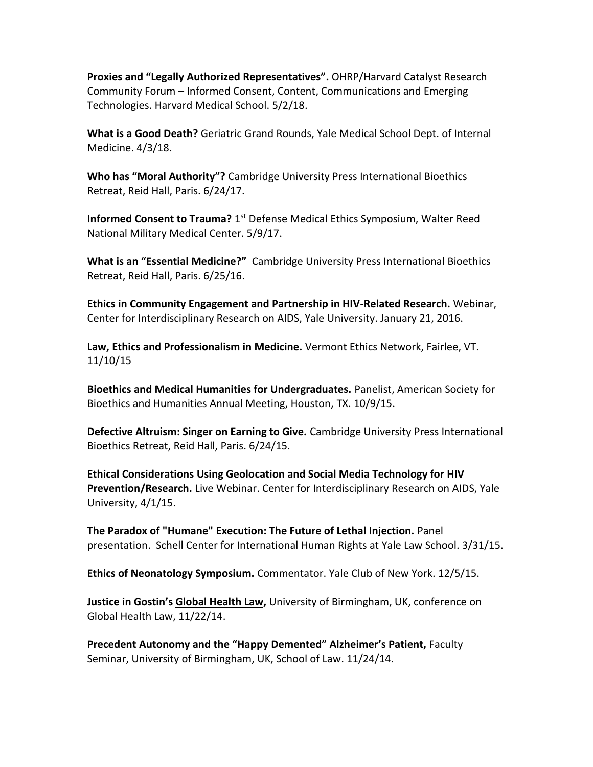**Proxies and "Legally Authorized Representatives".** OHRP/Harvard Catalyst Research Community Forum – Informed Consent, Content, Communications and Emerging Technologies. Harvard Medical School. 5/2/18.

**What is a Good Death?** Geriatric Grand Rounds, Yale Medical School Dept. of Internal Medicine. 4/3/18.

**Who has "Moral Authority"?** Cambridge University Press International Bioethics Retreat, Reid Hall, Paris. 6/24/17.

**Informed Consent to Trauma?** 1st Defense Medical Ethics Symposium, Walter Reed National Military Medical Center. 5/9/17.

**What is an "Essential Medicine?"** Cambridge University Press International Bioethics Retreat, Reid Hall, Paris. 6/25/16.

**Ethics in Community Engagement and Partnership in HIV-Related Research.** Webinar, Center for Interdisciplinary Research on AIDS, Yale University. January 21, 2016.

**Law, Ethics and Professionalism in Medicine.** Vermont Ethics Network, Fairlee, VT. 11/10/15

**Bioethics and Medical Humanities for Undergraduates.** Panelist, American Society for Bioethics and Humanities Annual Meeting, Houston, TX. 10/9/15.

**Defective Altruism: Singer on Earning to Give.** Cambridge University Press International Bioethics Retreat, Reid Hall, Paris. 6/24/15.

**Ethical Considerations Using Geolocation and Social Media Technology for HIV Prevention/Research.** Live Webinar. Center for Interdisciplinary Research on AIDS, Yale University, 4/1/15.

**The Paradox of "Humane" Execution: The Future of Lethal Injection.** Panel presentation. Schell Center for International Human Rights at Yale Law School. 3/31/15.

**Ethics of Neonatology Symposium.** Commentator. Yale Club of New York. 12/5/15.

**Justice in Gostin's Global Health Law,** University of Birmingham, UK, conference on Global Health Law, 11/22/14.

**Precedent Autonomy and the "Happy Demented" Alzheimer's Patient,** Faculty Seminar, University of Birmingham, UK, School of Law. 11/24/14.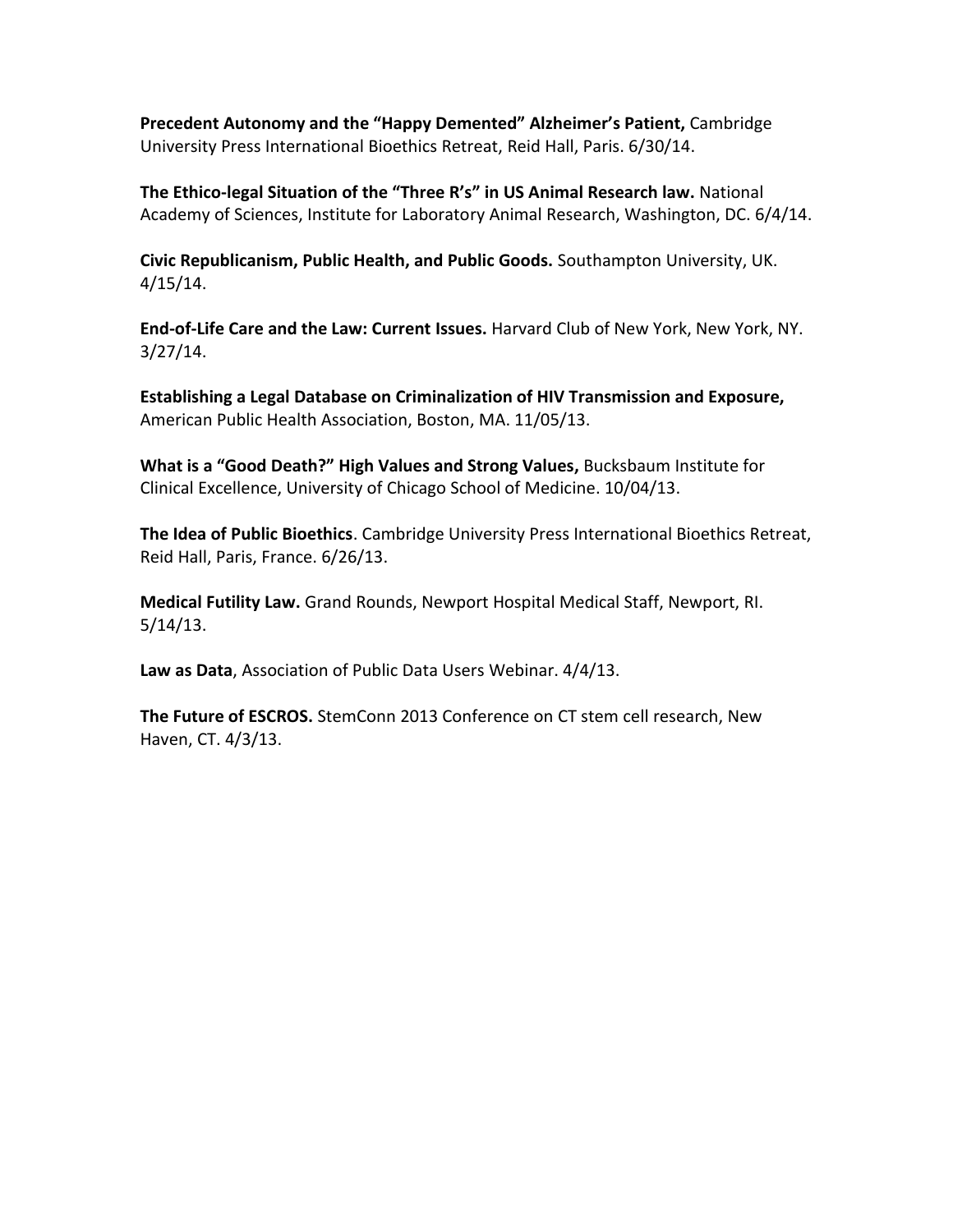**Precedent Autonomy and the "Happy Demented" Alzheimer's Patient,** Cambridge University Press International Bioethics Retreat, Reid Hall, Paris. 6/30/14.

**The Ethico-legal Situation of the "Three R's" in US Animal Research law.** National Academy of Sciences, Institute for Laboratory Animal Research, Washington, DC. 6/4/14.

**Civic Republicanism, Public Health, and Public Goods.** Southampton University, UK. 4/15/14.

**End-of-Life Care and the Law: Current Issues.** Harvard Club of New York, New York, NY. 3/27/14.

**Establishing a Legal Database on Criminalization of HIV Transmission and Exposure,** American Public Health Association, Boston, MA. 11/05/13.

**What is a "Good Death?" High Values and Strong Values,** Bucksbaum Institute for Clinical Excellence, University of Chicago School of Medicine. 10/04/13.

**The Idea of Public Bioethics**. Cambridge University Press International Bioethics Retreat, Reid Hall, Paris, France. 6/26/13.

**Medical Futility Law.** Grand Rounds, Newport Hospital Medical Staff, Newport, RI. 5/14/13.

**Law as Data**, Association of Public Data Users Webinar. 4/4/13.

**The Future of ESCROS.** StemConn 2013 Conference on CT stem cell research, New Haven, CT. 4/3/13.